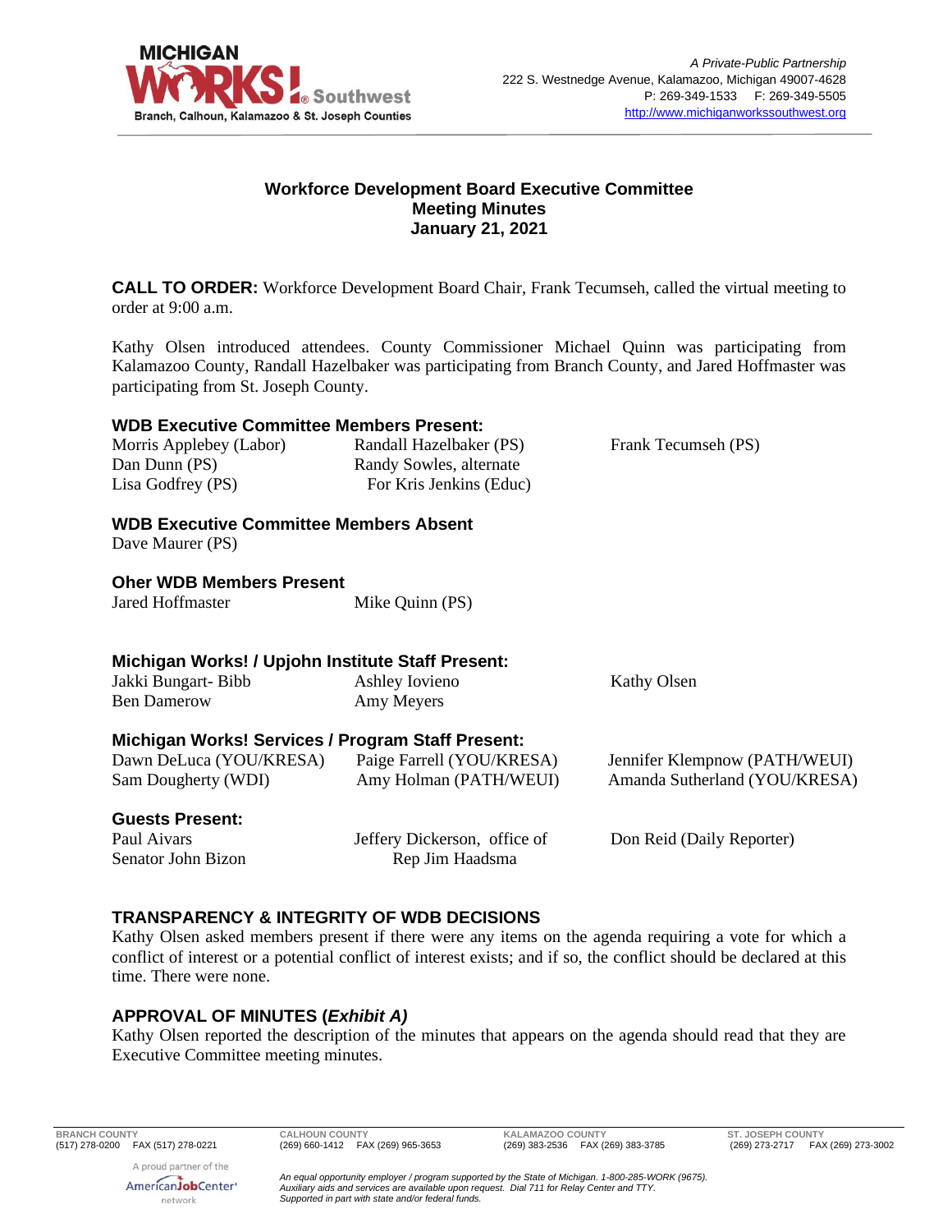**MICHIGAN WORKS! Southwest**
Branch, Calhoun, Kalamazoo & St. Joseph Counties

*A Private-Public Partnership*
222 S. Westnedge Avenue, Kalamazoo, Michigan 49007-4628
P: 269-349-1533 F: 269-349-5505
http://www.michiganworkssouthwest.org

# Workforce Development Board Executive Committee
## Meeting Minutes
## January 21, 2021

**CALL TO ORDER:** Workforce Development Board Chair, Frank Tecumseh, called the virtual meeting to order at 9:00 a.m.

Kathy Olsen introduced attendees. County Commissioner Michael Quinn was participating from Kalamazoo County, Randall Hazelbaker was participating from Branch County, and Jared Hoffmaster was participating from St. Joseph County.

### WDB Executive Committee Members Present:

Morris Applebey (Labor)
Dan Dunn (PS)
Lisa Godfrey (PS)
Randall Hazelbaker (PS)
Randy Sowles, alternate For Kris Jenkins (Educ)
Frank Tecumseh (PS)

### WDB Executive Committee Members Absent

Dave Maurer (PS)

### Oher WDB Members Present

Jared Hoffmaster
Mike Quinn (PS)

### Michigan Works! / Upjohn Institute Staff Present:

Jakki Bungart- Bibb
Ben Damerow
Ashley Iovieno
Amy Meyers
Kathy Olsen

### Michigan Works! Services / Program Staff Present:

Dawn DeLuca (YOU/KRESA)
Sam Dougherty (WDI)
Paige Farrell (YOU/KRESA)
Amy Holman (PATH/WEUI)
Jennifer Klempnow (PATH/WEUI)
Amanda Sutherland (YOU/KRESA)

### Guests Present:

Paul Aivars
Senator John Bizon
Jeffery Dickerson, office of Rep Jim Haadsma
Don Reid (Daily Reporter)

### TRANSPARENCY & INTEGRITY OF WDB DECISIONS

Kathy Olsen asked members present if there were any items on the agenda requiring a vote for which a conflict of interest or a potential conflict of interest exists; and if so, the conflict should be declared at this time. There were none.

### APPROVAL OF MINUTES (*Exhibit A)*

Kathy Olsen reported the description of the minutes that appears on the agenda should read that they are Executive Committee meeting minutes.

**BRANCH COUNTY** (517) 278-0200 FAX (517) 278-0221
**CALHOUN COUNTY** (269) 660-1412 FAX (269) 965-3653
**KALAMAZOO COUNTY** (269) 383-2536 FAX (269) 383-3785
**ST. JOSEPH COUNTY** (269) 273-2717 FAX (269) 273-3002

A proud partner of the AmericanJobCenter network

*An equal opportunity employer / program supported by the State of Michigan. 1-800-285-WORK (9675). Auxiliary aids and services are available upon request. Dial 711 for Relay Center and TTY. Supported in part with state and/or federal funds.*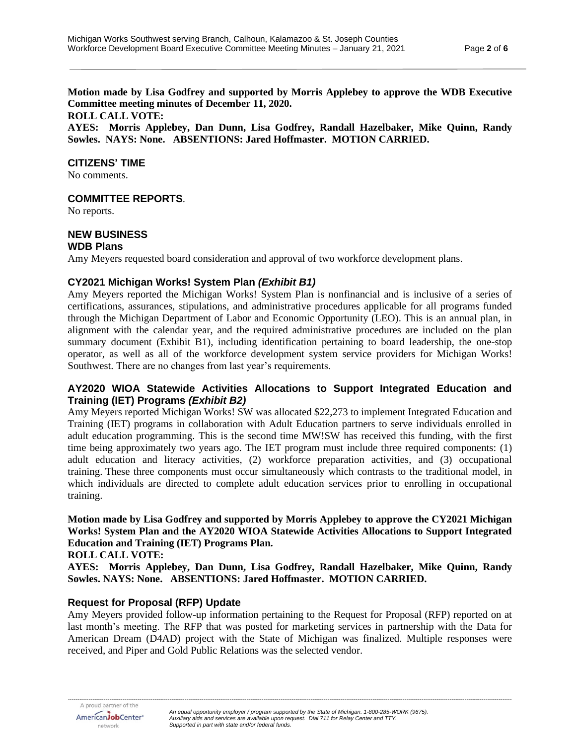**Motion made by Lisa Godfrey and supported by Morris Applebey to approve the WDB Executive Committee meeting minutes of December 11, 2020.**
**ROLL CALL VOTE:**
**AYES: Morris Applebey, Dan Dunn, Lisa Godfrey, Randall Hazelbaker, Mike Quinn, Randy Sowles. NAYS: None. ABSENTIONS: Jared Hoffmaster. MOTION CARRIED.**

## CITIZENS' TIME

No comments.

## COMMITTEE REPORTS.

No reports.

## NEW BUSINESS

### WDB Plans

Amy Meyers requested board consideration and approval of two workforce development plans.

### CY2021 Michigan Works! System Plan *(Exhibit B1)*

Amy Meyers reported the Michigan Works! System Plan is nonfinancial and is inclusive of a series of certifications, assurances, stipulations, and administrative procedures applicable for all programs funded through the Michigan Department of Labor and Economic Opportunity (LEO). This is an annual plan, in alignment with the calendar year, and the required administrative procedures are included on the plan summary document (Exhibit B1), including identification pertaining to board leadership, the one-stop operator, as well as all of the workforce development system service providers for Michigan Works! Southwest. There are no changes from last year's requirements.

### AY2020 WIOA Statewide Activities Allocations to Support Integrated Education and Training (IET) Programs *(Exhibit B2)*

Amy Meyers reported Michigan Works! SW was allocated $22,273 to implement Integrated Education and Training (IET) programs in collaboration with Adult Education partners to serve individuals enrolled in adult education programming. This is the second time MW!SW has received this funding, with the first time being approximately two years ago. The IET program must include three required components: (1) adult education and literacy activities, (2) workforce preparation activities, and (3) occupational training. These three components must occur simultaneously which contrasts to the traditional model, in which individuals are directed to complete adult education services prior to enrolling in occupational training.

**Motion made by Lisa Godfrey and supported by Morris Applebey to approve the CY2021 Michigan Works! System Plan and the AY2020 WIOA Statewide Activities Allocations to Support Integrated Education and Training (IET) Programs Plan.**
**ROLL CALL VOTE:**
**AYES: Morris Applebey, Dan Dunn, Lisa Godfrey, Randall Hazelbaker, Mike Quinn, Randy Sowles. NAYS: None. ABSENTIONS: Jared Hoffmaster. MOTION CARRIED.**

### Request for Proposal (RFP) Update

Amy Meyers provided follow-up information pertaining to the Request for Proposal (RFP) reported on at last month's meeting. The RFP that was posted for marketing services in partnership with the Data for American Dream (D4AD) project with the State of Michigan was finalized. Multiple responses were received, and Piper and Gold Public Relations was the selected vendor.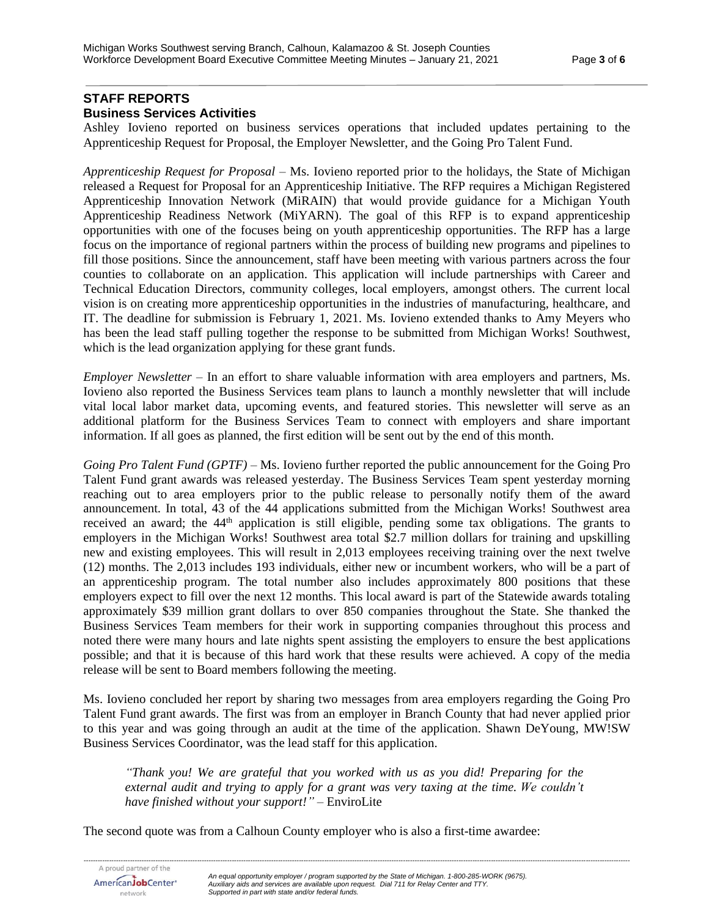## STAFF REPORTS

### Business Services Activities

Ashley Iovieno reported on business services operations that included updates pertaining to the Apprenticeship Request for Proposal, the Employer Newsletter, and the Going Pro Talent Fund.

*Apprenticeship Request for Proposal* – Ms. Iovieno reported prior to the holidays, the State of Michigan released a Request for Proposal for an Apprenticeship Initiative. The RFP requires a Michigan Registered Apprenticeship Innovation Network (MiRAIN) that would provide guidance for a Michigan Youth Apprenticeship Readiness Network (MiYARN). The goal of this RFP is to expand apprenticeship opportunities with one of the focuses being on youth apprenticeship opportunities. The RFP has a large focus on the importance of regional partners within the process of building new programs and pipelines to fill those positions. Since the announcement, staff have been meeting with various partners across the four counties to collaborate on an application. This application will include partnerships with Career and Technical Education Directors, community colleges, local employers, amongst others. The current local vision is on creating more apprenticeship opportunities in the industries of manufacturing, healthcare, and IT. The deadline for submission is February 1, 2021. Ms. Iovieno extended thanks to Amy Meyers who has been the lead staff pulling together the response to be submitted from Michigan Works! Southwest, which is the lead organization applying for these grant funds.

*Employer Newsletter* – In an effort to share valuable information with area employers and partners, Ms. Iovieno also reported the Business Services team plans to launch a monthly newsletter that will include vital local labor market data, upcoming events, and featured stories. This newsletter will serve as an additional platform for the Business Services Team to connect with employers and share important information. If all goes as planned, the first edition will be sent out by the end of this month.

*Going Pro Talent Fund (GPTF)* – Ms. Iovieno further reported the public announcement for the Going Pro Talent Fund grant awards was released yesterday. The Business Services Team spent yesterday morning reaching out to area employers prior to the public release to personally notify them of the award announcement. In total, 43 of the 44 applications submitted from the Michigan Works! Southwest area received an award; the 44th application is still eligible, pending some tax obligations. The grants to employers in the Michigan Works! Southwest area total $2.7 million dollars for training and upskilling new and existing employees. This will result in 2,013 employees receiving training over the next twelve (12) months. The 2,013 includes 193 individuals, either new or incumbent workers, who will be a part of an apprenticeship program. The total number also includes approximately 800 positions that these employers expect to fill over the next 12 months. This local award is part of the Statewide awards totaling approximately $39 million grant dollars to over 850 companies throughout the State. She thanked the Business Services Team members for their work in supporting companies throughout this process and noted there were many hours and late nights spent assisting the employers to ensure the best applications possible; and that it is because of this hard work that these results were achieved. A copy of the media release will be sent to Board members following the meeting.

Ms. Iovieno concluded her report by sharing two messages from area employers regarding the Going Pro Talent Fund grant awards. The first was from an employer in Branch County that had never applied prior to this year and was going through an audit at the time of the application. Shawn DeYoung, MW!SW Business Services Coordinator, was the lead staff for this application.

> *"Thank you! We are grateful that you worked with us as you did! Preparing for the external audit and trying to apply for a grant was very taxing at the time. We couldn't have finished without your support!"* – EnviroLite

The second quote was from a Calhoun County employer who is also a first-time awardee: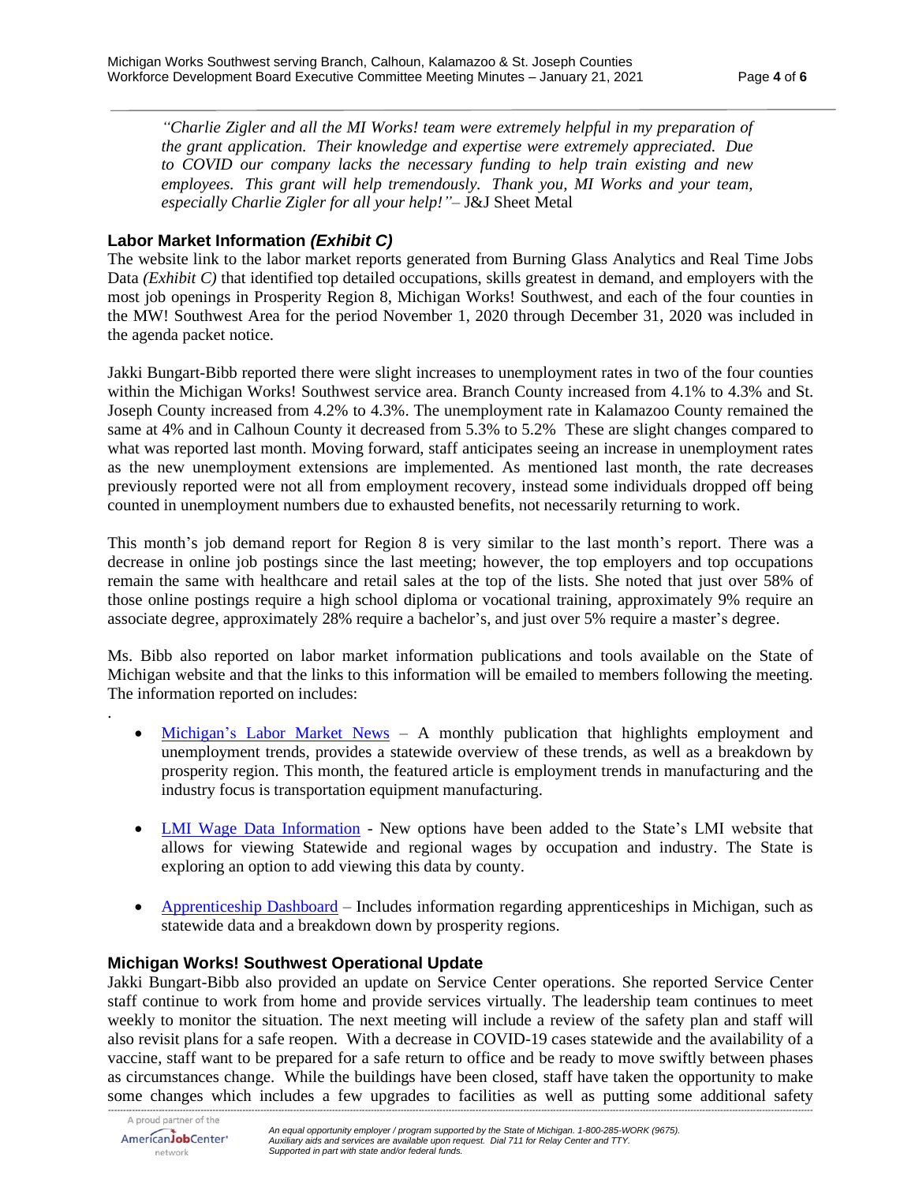*"Charlie Zigler and all the MI Works! team were extremely helpful in my preparation of the grant application. Their knowledge and expertise were extremely appreciated. Due to COVID our company lacks the necessary funding to help train existing and new employees. This grant will help tremendously. Thank you, MI Works and your team, especially Charlie Zigler for all your help!"*– J&J Sheet Metal

### Labor Market Information *(Exhibit C)*

The website link to the labor market reports generated from Burning Glass Analytics and Real Time Jobs Data *(Exhibit C)* that identified top detailed occupations, skills greatest in demand, and employers with the most job openings in Prosperity Region 8, Michigan Works! Southwest, and each of the four counties in the MW! Southwest Area for the period November 1, 2020 through December 31, 2020 was included in the agenda packet notice.

Jakki Bungart-Bibb reported there were slight increases to unemployment rates in two of the four counties within the Michigan Works! Southwest service area. Branch County increased from 4.1% to 4.3% and St. Joseph County increased from 4.2% to 4.3%. The unemployment rate in Kalamazoo County remained the same at 4% and in Calhoun County it decreased from 5.3% to 5.2% These are slight changes compared to what was reported last month. Moving forward, staff anticipates seeing an increase in unemployment rates as the new unemployment extensions are implemented. As mentioned last month, the rate decreases previously reported were not all from employment recovery, instead some individuals dropped off being counted in unemployment numbers due to exhausted benefits, not necessarily returning to work.

This month's job demand report for Region 8 is very similar to the last month's report. There was a decrease in online job postings since the last meeting; however, the top employers and top occupations remain the same with healthcare and retail sales at the top of the lists. She noted that just over 58% of those online postings require a high school diploma or vocational training, approximately 9% require an associate degree, approximately 28% require a bachelor's, and just over 5% require a master's degree.

Ms. Bibb also reported on labor market information publications and tools available on the State of Michigan website and that the links to this information will be emailed to members following the meeting. The information reported on includes:

- Michigan's Labor Market News – A monthly publication that highlights employment and unemployment trends, provides a statewide overview of these trends, as well as a breakdown by prosperity region. This month, the featured article is employment trends in manufacturing and the industry focus is transportation equipment manufacturing.
- LMI Wage Data Information - New options have been added to the State's LMI website that allows for viewing Statewide and regional wages by occupation and industry. The State is exploring an option to add viewing this data by county.
- Apprenticeship Dashboard – Includes information regarding apprenticeships in Michigan, such as statewide data and a breakdown down by prosperity regions.

### Michigan Works! Southwest Operational Update

Jakki Bungart-Bibb also provided an update on Service Center operations. She reported Service Center staff continue to work from home and provide services virtually. The leadership team continues to meet weekly to monitor the situation. The next meeting will include a review of the safety plan and staff will also revisit plans for a safe reopen. With a decrease in COVID-19 cases statewide and the availability of a vaccine, staff want to be prepared for a safe return to office and be ready to move swiftly between phases as circumstances change. While the buildings have been closed, staff have taken the opportunity to make some changes which includes a few upgrades to facilities as well as putting some additional safety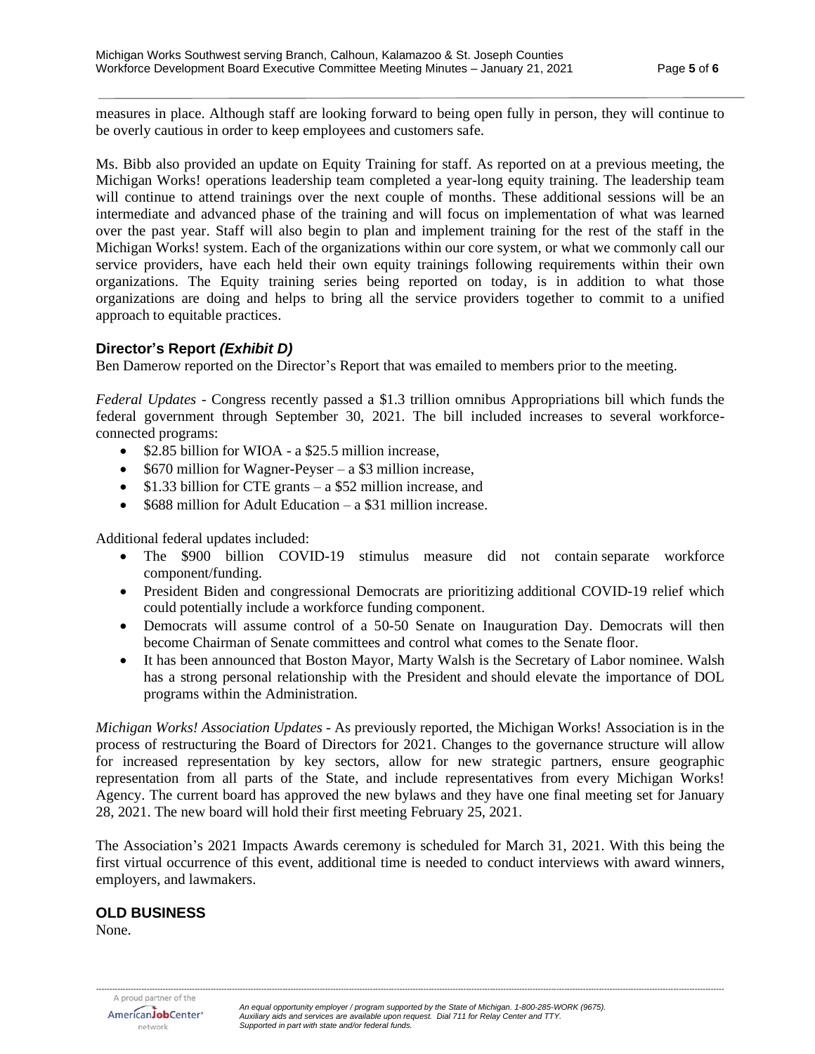measures in place. Although staff are looking forward to being open fully in person, they will continue to be overly cautious in order to keep employees and customers safe.

Ms. Bibb also provided an update on Equity Training for staff. As reported on at a previous meeting, the Michigan Works! operations leadership team completed a year-long equity training. The leadership team will continue to attend trainings over the next couple of months. These additional sessions will be an intermediate and advanced phase of the training and will focus on implementation of what was learned over the past year. Staff will also begin to plan and implement training for the rest of the staff in the Michigan Works! system. Each of the organizations within our core system, or what we commonly call our service providers, have each held their own equity trainings following requirements within their own organizations. The Equity training series being reported on today, is in addition to what those organizations are doing and helps to bring all the service providers together to commit to a unified approach to equitable practices.

### Director's Report *(Exhibit D)*

Ben Damerow reported on the Director's Report that was emailed to members prior to the meeting.

*Federal Updates* - Congress recently passed a $1.3 trillion omnibus Appropriations bill which funds the federal government through September 30, 2021. The bill included increases to several workforce-connected programs:

- $2.85 billion for WIOA - a $25.5 million increase,
- $670 million for Wagner-Peyser – a $3 million increase,
- $1.33 billion for CTE grants – a $52 million increase, and
- $688 million for Adult Education – a $31 million increase.

Additional federal updates included:

- The $900 billion COVID-19 stimulus measure did not contain separate workforce component/funding.
- President Biden and congressional Democrats are prioritizing additional COVID-19 relief which could potentially include a workforce funding component.
- Democrats will assume control of a 50-50 Senate on Inauguration Day. Democrats will then become Chairman of Senate committees and control what comes to the Senate floor.
- It has been announced that Boston Mayor, Marty Walsh is the Secretary of Labor nominee. Walsh has a strong personal relationship with the President and should elevate the importance of DOL programs within the Administration.

*Michigan Works! Association Updates* - As previously reported, the Michigan Works! Association is in the process of restructuring the Board of Directors for 2021. Changes to the governance structure will allow for increased representation by key sectors, allow for new strategic partners, ensure geographic representation from all parts of the State, and include representatives from every Michigan Works! Agency. The current board has approved the new bylaws and they have one final meeting set for January 28, 2021. The new board will hold their first meeting February 25, 2021.

The Association's 2021 Impacts Awards ceremony is scheduled for March 31, 2021. With this being the first virtual occurrence of this event, additional time is needed to conduct interviews with award winners, employers, and lawmakers.

## OLD BUSINESS

None.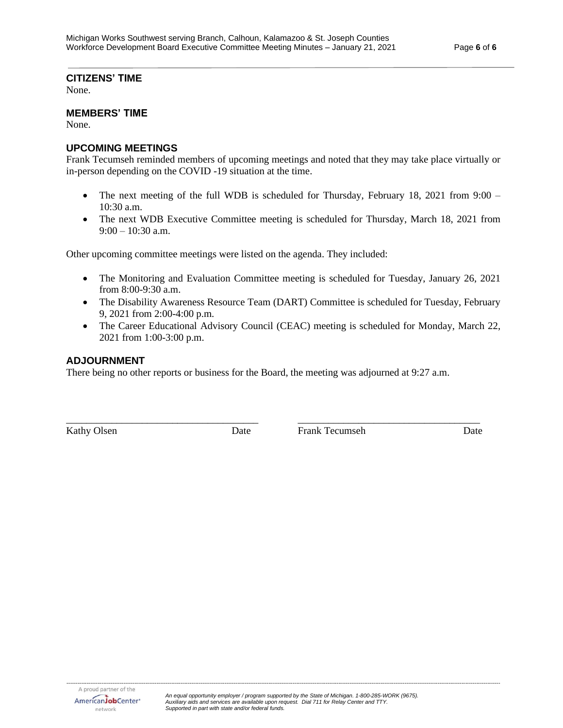## CITIZENS' TIME

None.

## MEMBERS' TIME

None.

## UPCOMING MEETINGS

Frank Tecumseh reminded members of upcoming meetings and noted that they may take place virtually or in-person depending on the COVID -19 situation at the time.

- The next meeting of the full WDB is scheduled for Thursday, February 18, 2021 from 9:00 – 10:30 a.m.
- The next WDB Executive Committee meeting is scheduled for Thursday, March 18, 2021 from 9:00 – 10:30 a.m.

Other upcoming committee meetings were listed on the agenda. They included:

- The Monitoring and Evaluation Committee meeting is scheduled for Tuesday, January 26, 2021 from 8:00-9:30 a.m.
- The Disability Awareness Resource Team (DART) Committee is scheduled for Tuesday, February 9, 2021 from 2:00-4:00 p.m.
- The Career Educational Advisory Council (CEAC) meeting is scheduled for Monday, March 22, 2021 from 1:00-3:00 p.m.

## ADJOURNMENT

There being no other reports or business for the Board, the meeting was adjourned at 9:27 a.m.

_______________________________________ _____________________________________

Kathy Olsen Date Frank Tecumseh Date

A proud partner of the AmericanJobCenter network

*An equal opportunity employer / program supported by the State of Michigan. 1-800-285-WORK (9675). Auxiliary aids and services are available upon request. Dial 711 for Relay Center and TTY. Supported in part with state and/or federal funds.*